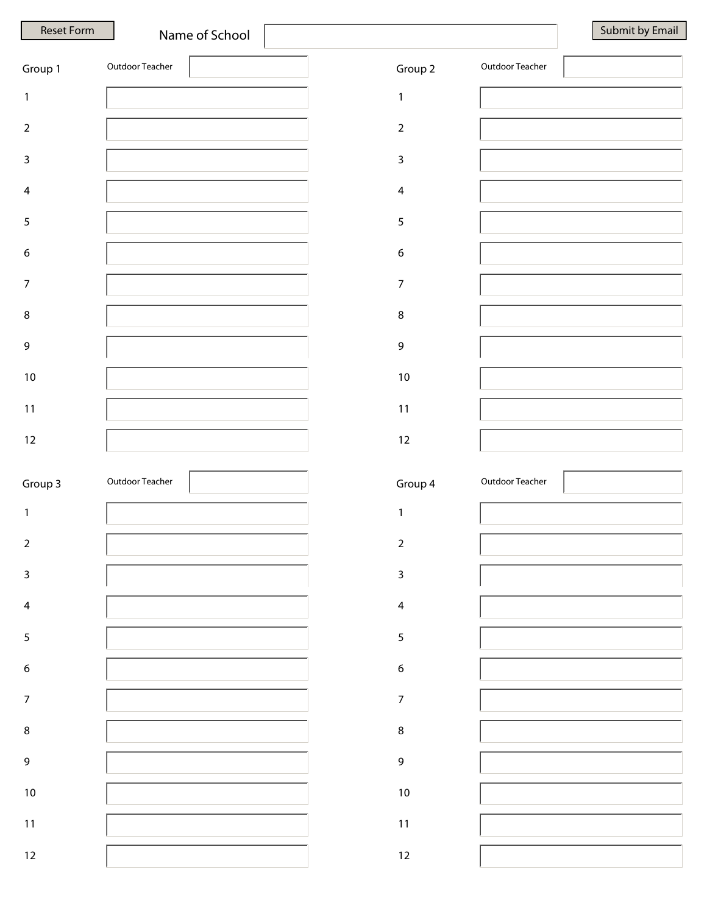Reset Form

Name of School

Submit by Email

**Group 1** — Outdoor Teacher

| # | Name |
| --- | --- |
| 1 | |
| 2 | |
| 3 | |
| 4 | |
| 5 | |
| 6 | |
| 7 | |
| 8 | |
| 9 | |
| 10 | |
| 11 | |
| 12 | |

**Group 2** — Outdoor Teacher

| # | Name |
| --- | --- |
| 1 | |
| 2 | |
| 3 | |
| 4 | |
| 5 | |
| 6 | |
| 7 | |
| 8 | |
| 9 | |
| 10 | |
| 11 | |
| 12 | |

**Group 3** — Outdoor Teacher

| # | Name |
| --- | --- |
| 1 | |
| 2 | |
| 3 | |
| 4 | |
| 5 | |
| 6 | |
| 7 | |
| 8 | |
| 9 | |
| 10 | |
| 11 | |
| 12 | |

**Group 4** — Outdoor Teacher

| # | Name |
| --- | --- |
| 1 | |
| 2 | |
| 3 | |
| 4 | |
| 5 | |
| 6 | |
| 7 | |
| 8 | |
| 9 | |
| 10 | |
| 11 | |
| 12 | |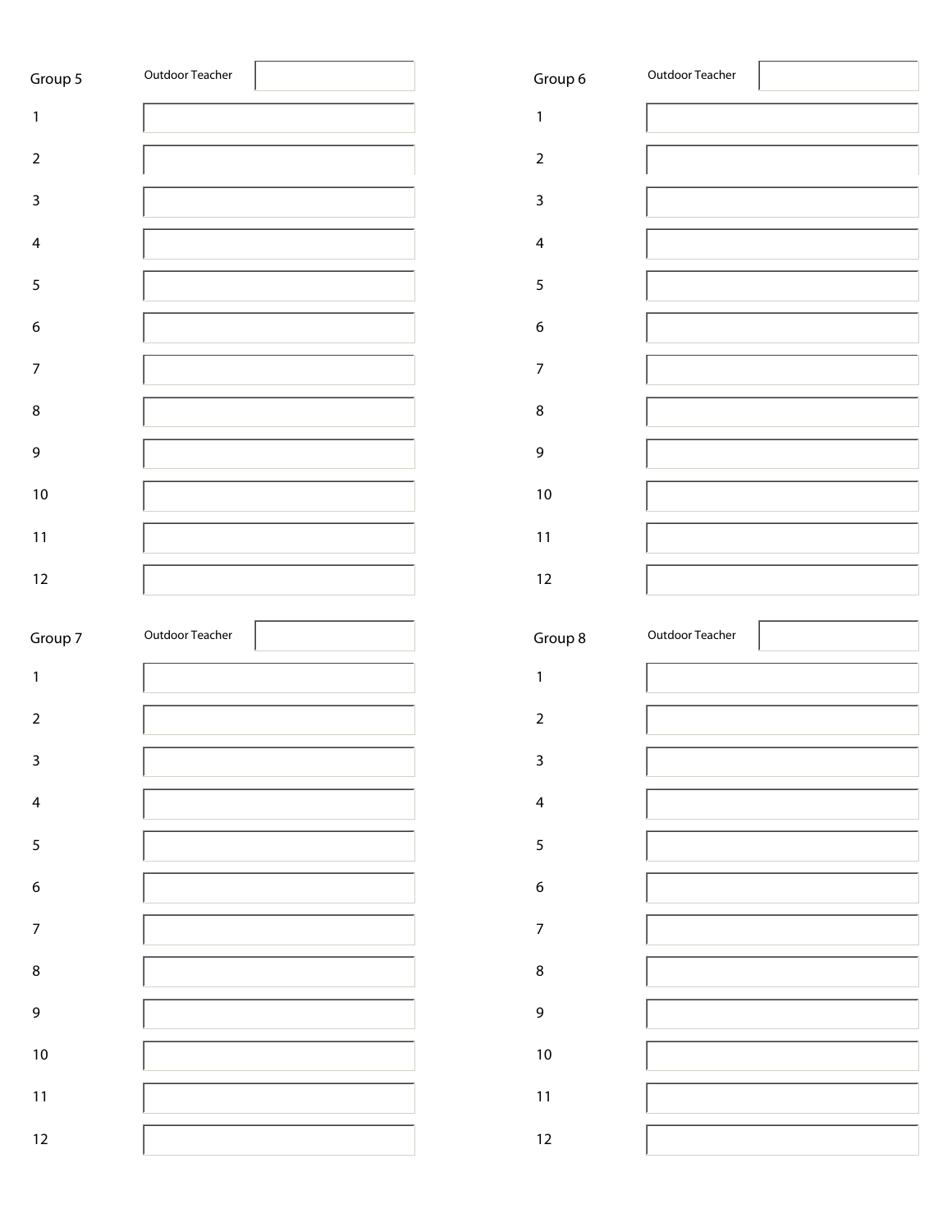| Group 5 | Outdoor Teacher | |
|---|---|---|
| 1 | | |
| 2 | | |
| 3 | | |
| 4 | | |
| 5 | | |
| 6 | | |
| 7 | | |
| 8 | | |
| 9 | | |
| 10 | | |
| 11 | | |
| 12 | | |

| Group 6 | Outdoor Teacher | |
|---|---|---|
| 1 | | |
| 2 | | |
| 3 | | |
| 4 | | |
| 5 | | |
| 6 | | |
| 7 | | |
| 8 | | |
| 9 | | |
| 10 | | |
| 11 | | |
| 12 | | |

| Group 7 | Outdoor Teacher | |
|---|---|---|
| 1 | | |
| 2 | | |
| 3 | | |
| 4 | | |
| 5 | | |
| 6 | | |
| 7 | | |
| 8 | | |
| 9 | | |
| 10 | | |
| 11 | | |
| 12 | | |

| Group 8 | Outdoor Teacher | |
|---|---|---|
| 1 | | |
| 2 | | |
| 3 | | |
| 4 | | |
| 5 | | |
| 6 | | |
| 7 | | |
| 8 | | |
| 9 | | |
| 10 | | |
| 11 | | |
| 12 | | |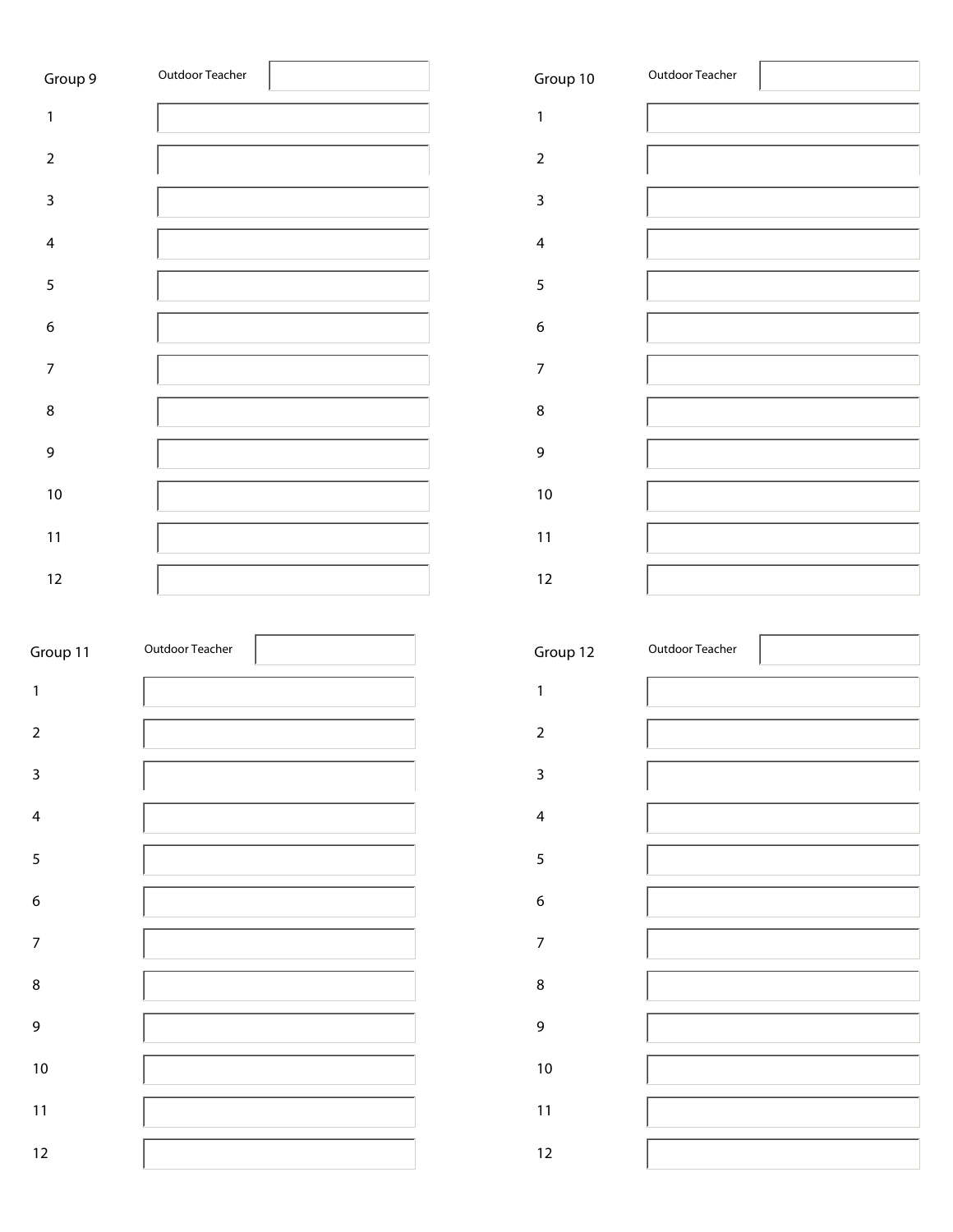## Group 9

| Outdoor Teacher | |
|---|---|
| 1 | |
| 2 | |
| 3 | |
| 4 | |
| 5 | |
| 6 | |
| 7 | |
| 8 | |
| 9 | |
| 10 | |
| 11 | |
| 12 | |

## Group 10

| Outdoor Teacher | |
|---|---|
| 1 | |
| 2 | |
| 3 | |
| 4 | |
| 5 | |
| 6 | |
| 7 | |
| 8 | |
| 9 | |
| 10 | |
| 11 | |
| 12 | |

## Group 11

| Outdoor Teacher | |
|---|---|
| 1 | |
| 2 | |
| 3 | |
| 4 | |
| 5 | |
| 6 | |
| 7 | |
| 8 | |
| 9 | |
| 10 | |
| 11 | |
| 12 | |

## Group 12

| Outdoor Teacher | |
|---|---|
| 1 | |
| 2 | |
| 3 | |
| 4 | |
| 5 | |
| 6 | |
| 7 | |
| 8 | |
| 9 | |
| 10 | |
| 11 | |
| 12 | |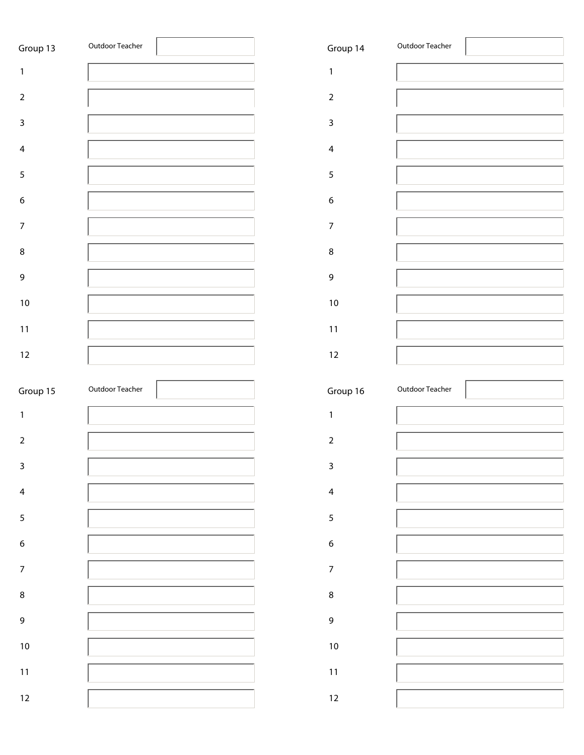| Group 13 | Outdoor Teacher |
| --- | --- |
| 1 | |
| 2 | |
| 3 | |
| 4 | |
| 5 | |
| 6 | |
| 7 | |
| 8 | |
| 9 | |
| 10 | |
| 11 | |
| 12 | |

| Group 14 | Outdoor Teacher |
| --- | --- |
| 1 | |
| 2 | |
| 3 | |
| 4 | |
| 5 | |
| 6 | |
| 7 | |
| 8 | |
| 9 | |
| 10 | |
| 11 | |
| 12 | |

| Group 15 | Outdoor Teacher |
| --- | --- |
| 1 | |
| 2 | |
| 3 | |
| 4 | |
| 5 | |
| 6 | |
| 7 | |
| 8 | |
| 9 | |
| 10 | |
| 11 | |
| 12 | |

| Group 16 | Outdoor Teacher |
| --- | --- |
| 1 | |
| 2 | |
| 3 | |
| 4 | |
| 5 | |
| 6 | |
| 7 | |
| 8 | |
| 9 | |
| 10 | |
| 11 | |
| 12 | |